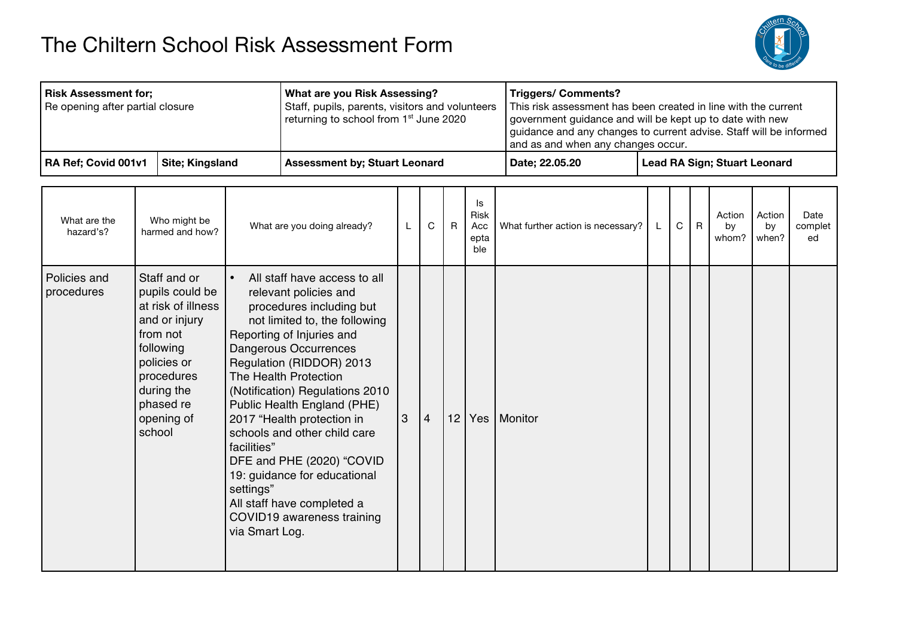# The Chiltern School Risk Assessment Form

| **Risk Assessment for;** Re opening after partial closure | | **What are you Risk Assessing?** Staff, pupils, parents, visitors and volunteers returning to school from 1st June 2020 | **Triggers/ Comments?** This risk assessment has been created in line with the current government guidance and will be kept up to date with new guidance and any changes to current advise. Staff will be informed and as and when any changes occur. | |
|---|---|---|---|---|
| **RA Ref; Covid 001v1** | **Site; Kingsland** | **Assessment by; Stuart Leonard** | **Date; 22.05.20** | **Lead RA Sign; Stuart Leonard** |

| What are the hazard's? | Who might be harmed and how? | What are you doing already? | L | C | R | Is Risk Acceptable | What further action is necessary? | L | C | R | Action by whom? | Action by when? | Date completed |
|---|---|---|---|---|---|---|---|---|---|---|---|---|---|
| Policies and procedures | Staff and or pupils could be at risk of illness and or injury from not following policies or procedures during the phased re opening of school | • All staff have access to all relevant policies and procedures including but not limited to, the following<br>Reporting of Injuries and Dangerous Occurrences Regulation (RIDDOR) 2013<br>The Health Protection (Notification) Regulations 2010<br>Public Health England (PHE) 2017 "Health protection in schools and other child care facilities"<br>DFE and PHE (2020) "COVID 19: guidance for educational settings"<br>All staff have completed a COVID19 awareness training via Smart Log. | 3 | 4 | 12 | Yes | Monitor | | | | | | |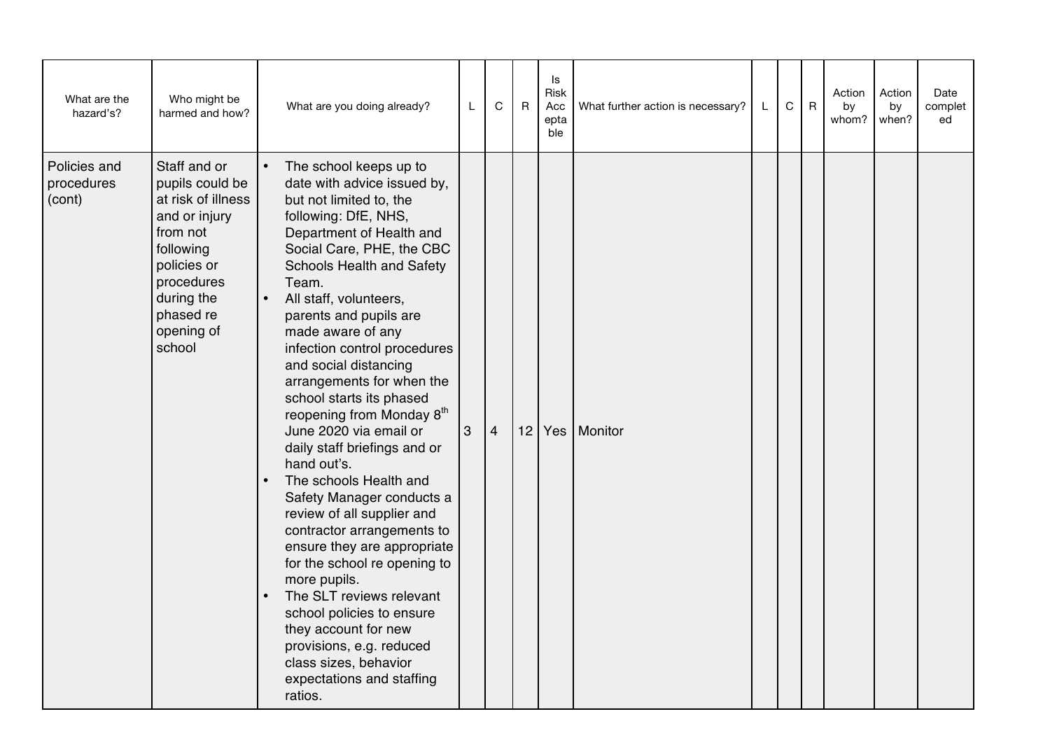| What are the hazard's? | Who might be harmed and how? | What are you doing already? | L | C | R | Is Risk Acceptable | What further action is necessary? | L | C | R | Action by whom? | Action by when? | Date completed |
|---|---|---|---|---|---|---|---|---|---|---|---|---|---|
| Policies and procedures (cont) | Staff and or pupils could be at risk of illness and or injury from not following policies or procedures during the phased re opening of school | • The school keeps up to date with advice issued by, but not limited to, the following: DfE, NHS, Department of Health and Social Care, PHE, the CBC Schools Health and Safety Team.<br>• All staff, volunteers, parents and pupils are made aware of any infection control procedures and social distancing arrangements for when the school starts its phased reopening from Monday 8th June 2020 via email or daily staff briefings and or hand out's.<br>• The schools Health and Safety Manager conducts a review of all supplier and contractor arrangements to ensure they are appropriate for the school re opening to more pupils.<br>• The SLT reviews relevant school policies to ensure they account for new provisions, e.g. reduced class sizes, behavior expectations and staffing ratios. | 3 | 4 | 12 | Yes | Monitor | | | | | | |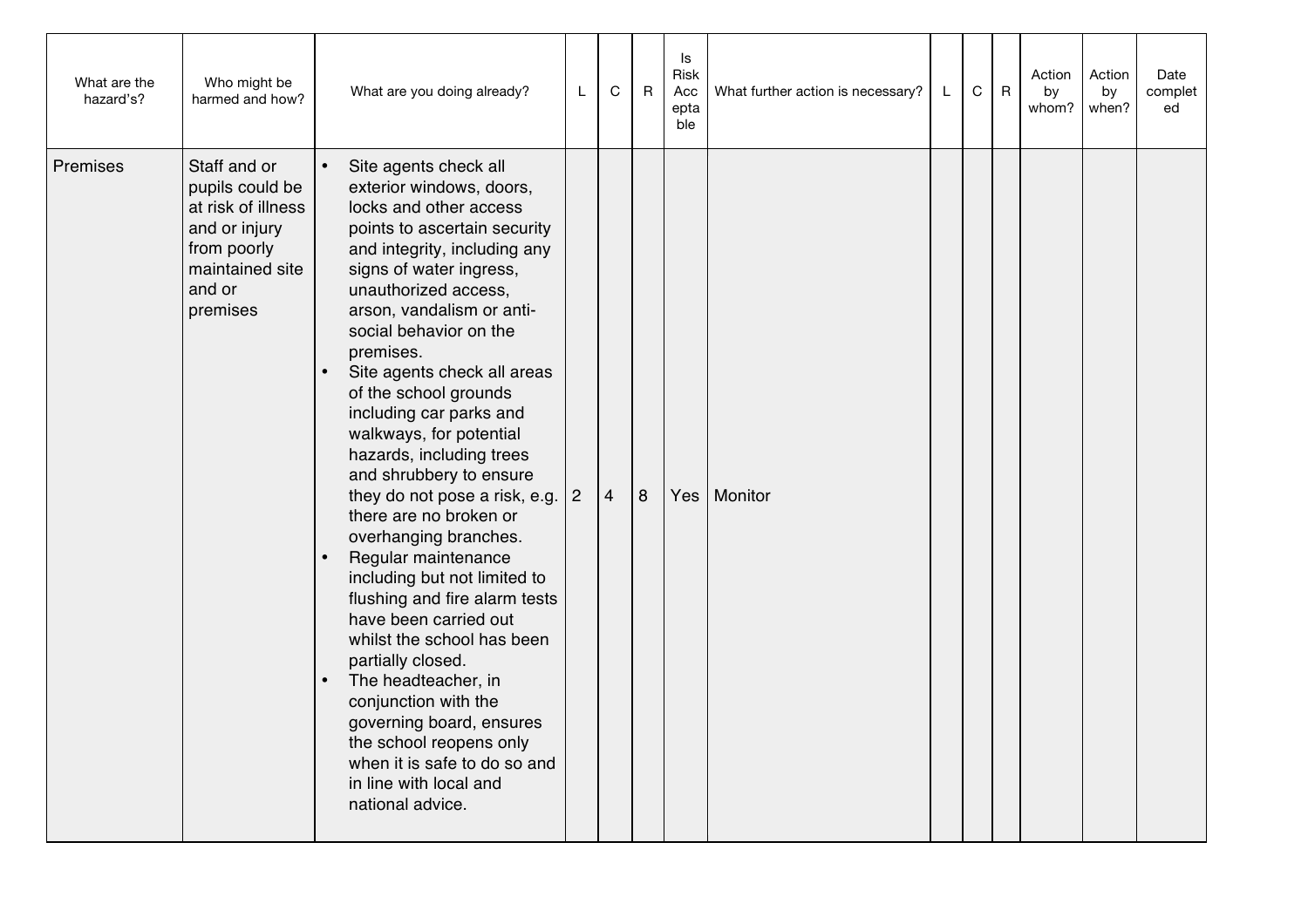| What are the hazard's? | Who might be harmed and how? | What are you doing already? | L | C | R | Is Risk Acceptable | What further action is necessary? | L | C | R | Action by whom? | Action by when? | Date completed |
|---|---|---|---|---|---|---|---|---|---|---|---|---|---|
| Premises | Staff and or pupils could be at risk of illness and or injury from poorly maintained site and or premises | • Site agents check all exterior windows, doors, locks and other access points to ascertain security and integrity, including any signs of water ingress, unauthorized access, arson, vandalism or anti-social behavior on the premises.<br>• Site agents check all areas of the school grounds including car parks and walkways, for potential hazards, including trees and shrubbery to ensure they do not pose a risk, e.g. there are no broken or overhanging branches.<br>• Regular maintenance including but not limited to flushing and fire alarm tests have been carried out whilst the school has been partially closed.<br>• The headteacher, in conjunction with the governing board, ensures the school reopens only when it is safe to do so and in line with local and national advice. | 2 | 4 | 8 | Yes | Monitor | | | | | | |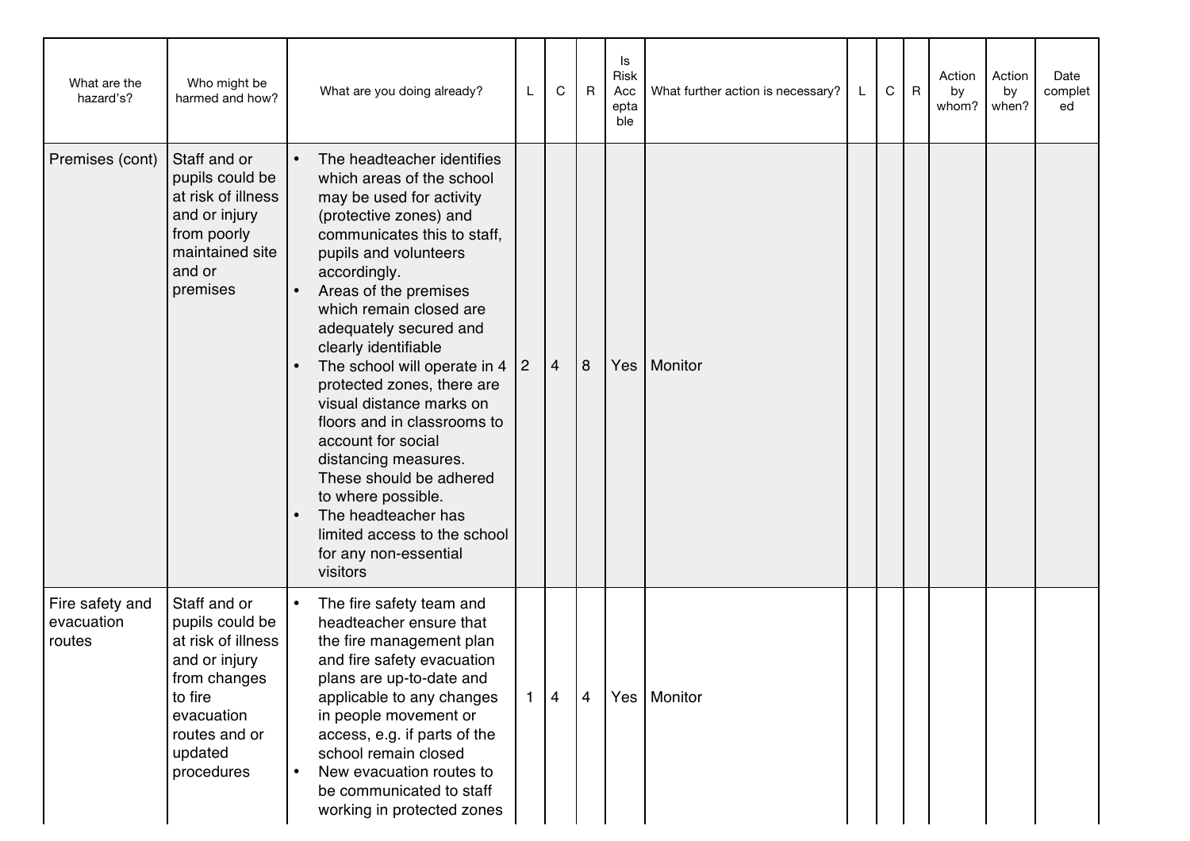| What are the hazard's? | Who might be harmed and how? | What are you doing already? | L | C | R | Is Risk Acceptable | What further action is necessary? | L | C | R | Action by whom? | Action by when? | Date completed |
|---|---|---|---|---|---|---|---|---|---|---|---|---|---|
| Premises (cont) | Staff and or pupils could be at risk of illness and or injury from poorly maintained site and or premises | • The headteacher identifies which areas of the school may be used for activity (protective zones) and communicates this to staff, pupils and volunteers accordingly.<br>• Areas of the premises which remain closed are adequately secured and clearly identifiable<br>• The school will operate in 4 protected zones, there are visual distance marks on floors and in classrooms to account for social distancing measures. These should be adhered to where possible.<br>• The headteacher has limited access to the school for any non-essential visitors | 2 | 4 | 8 | Yes | Monitor | | | | | | |
| Fire safety and evacuation routes | Staff and or pupils could be at risk of illness and or injury from changes to fire evacuation routes and or updated procedures | • The fire safety team and headteacher ensure that the fire management plan and fire safety evacuation plans are up-to-date and applicable to any changes in people movement or access, e.g. if parts of the school remain closed<br>• New evacuation routes to be communicated to staff working in protected zones | 1 | 4 | 4 | Yes | Monitor | | | | | | |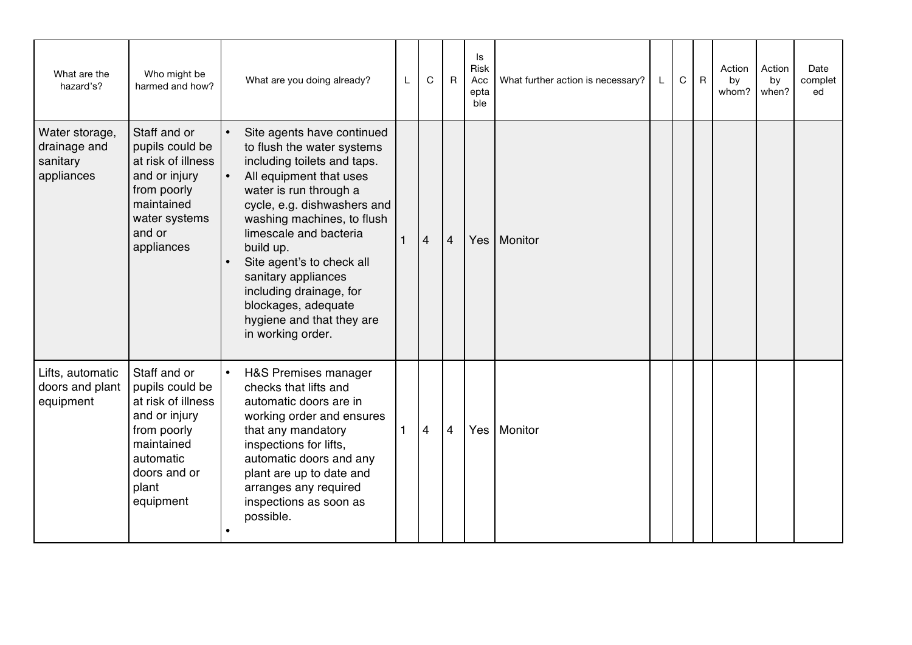| What are the hazard's? | Who might be harmed and how? | What are you doing already? | L | C | R | Is Risk Acceptable | What further action is necessary? | L | C | R | Action by whom? | Action by when? | Date completed |
|---|---|---|---|---|---|---|---|---|---|---|---|---|---|
| Water storage, drainage and sanitary appliances | Staff and or pupils could be at risk of illness and or injury from poorly maintained water systems and or appliances | • Site agents have continued to flush the water systems including toilets and taps.<br>• All equipment that uses water is run through a cycle, e.g. dishwashers and washing machines, to flush limescale and bacteria build up.<br>• Site agent's to check all sanitary appliances including drainage, for blockages, adequate hygiene and that they are in working order. | 1 | 4 | 4 | Yes | Monitor | | | | | | |
| Lifts, automatic doors and plant equipment | Staff and or pupils could be at risk of illness and or injury from poorly maintained automatic doors and or plant equipment | • H&S Premises manager checks that lifts and automatic doors are in working order and ensures that any mandatory inspections for lifts, automatic doors and any plant are up to date and arranges any required inspections as soon as possible.<br>• | 1 | 4 | 4 | Yes | Monitor | | | | | | |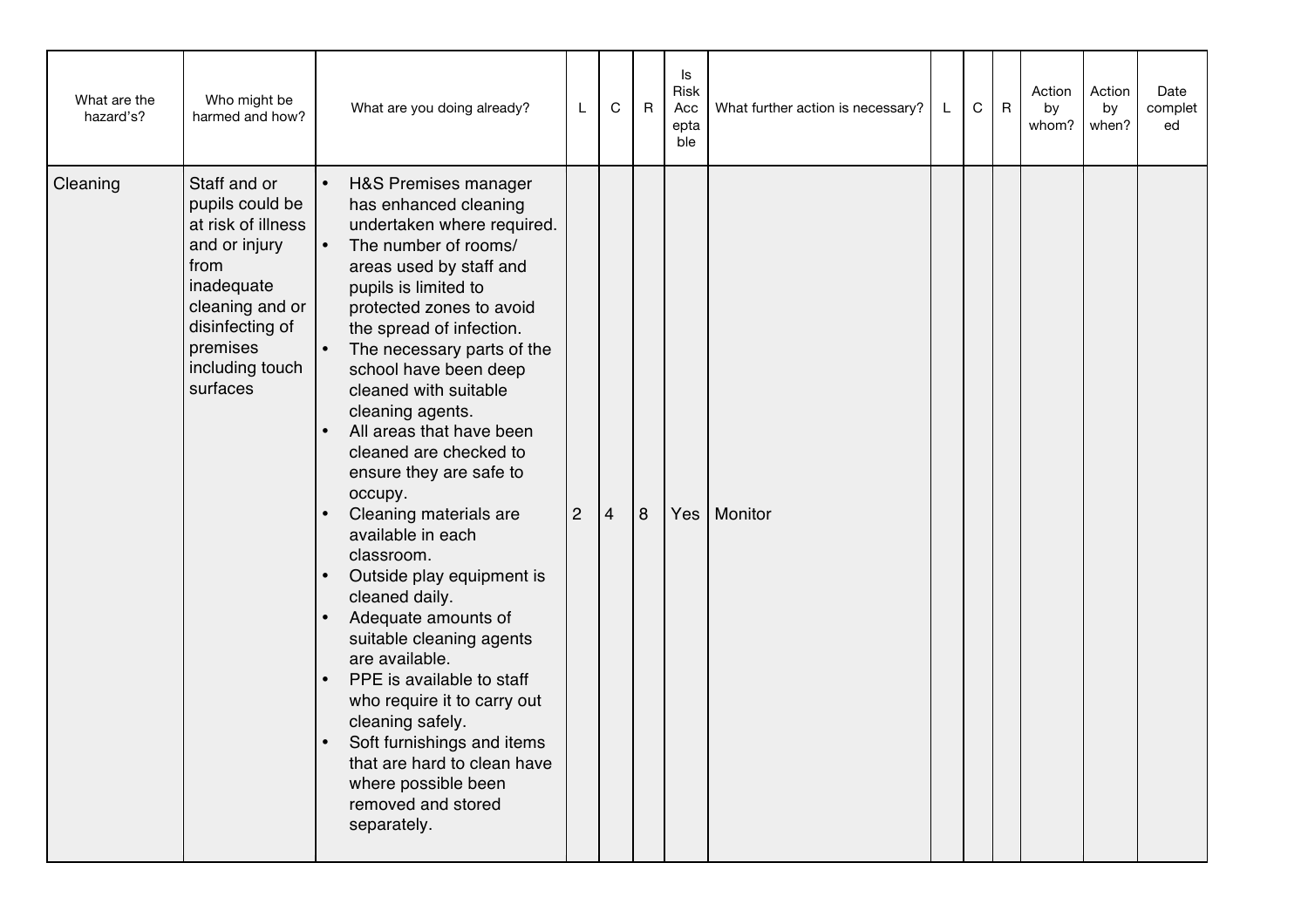| What are the hazard's? | Who might be harmed and how? | What are you doing already? | L | C | R | Is Risk Acceptable | What further action is necessary? | L | C | R | Action by whom? | Action by when? | Date completed |
|---|---|---|---|---|---|---|---|---|---|---|---|---|---|
| Cleaning | Staff and or pupils could be at risk of illness and or injury from inadequate cleaning and or disinfecting of premises including touch surfaces | • H&S Premises manager has enhanced cleaning undertaken where required.<br>• The number of rooms/ areas used by staff and pupils is limited to protected zones to avoid the spread of infection.<br>• The necessary parts of the school have been deep cleaned with suitable cleaning agents.<br>• All areas that have been cleaned are checked to ensure they are safe to occupy.<br>• Cleaning materials are available in each classroom.<br>• Outside play equipment is cleaned daily.<br>• Adequate amounts of suitable cleaning agents are available.<br>• PPE is available to staff who require it to carry out cleaning safely.<br>• Soft furnishings and items that are hard to clean have where possible been removed and stored separately. | 2 | 4 | 8 | Yes | Monitor | | | | | | |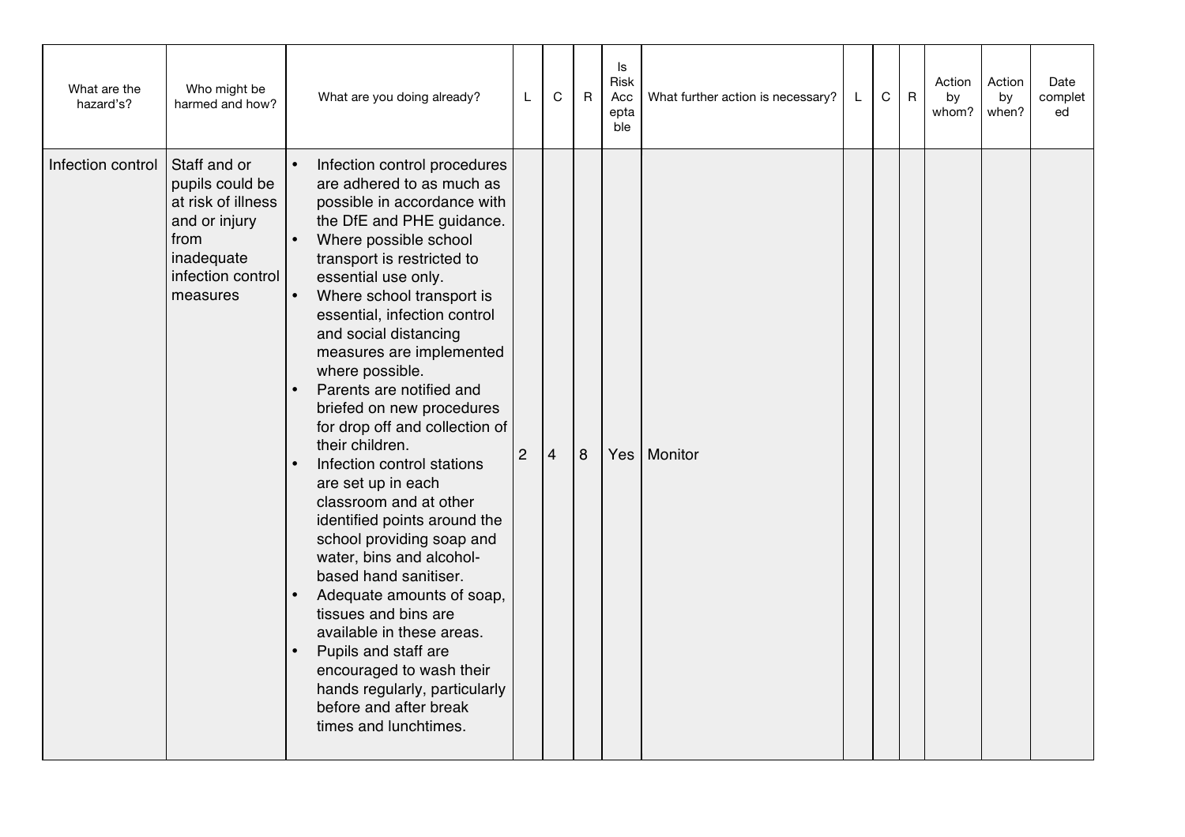| What are the hazard's? | Who might be harmed and how? | What are you doing already? | L | C | R | Is Risk Acceptable | What further action is necessary? | L | C | R | Action by whom? | Action by when? | Date completed |
|---|---|---|---|---|---|---|---|---|---|---|---|---|---|
| Infection control | Staff and or pupils could be at risk of illness and or injury from inadequate infection control measures | • Infection control procedures are adhered to as much as possible in accordance with the DfE and PHE guidance.<br>• Where possible school transport is restricted to essential use only.<br>• Where school transport is essential, infection control and social distancing measures are implemented where possible.<br>• Parents are notified and briefed on new procedures for drop off and collection of their children.<br>• Infection control stations are set up in each classroom and at other identified points around the school providing soap and water, bins and alcohol-based hand sanitiser.<br>• Adequate amounts of soap, tissues and bins are available in these areas.<br>• Pupils and staff are encouraged to wash their hands regularly, particularly before and after break times and lunchtimes. | 2 | 4 | 8 | Yes | Monitor | | | | | | |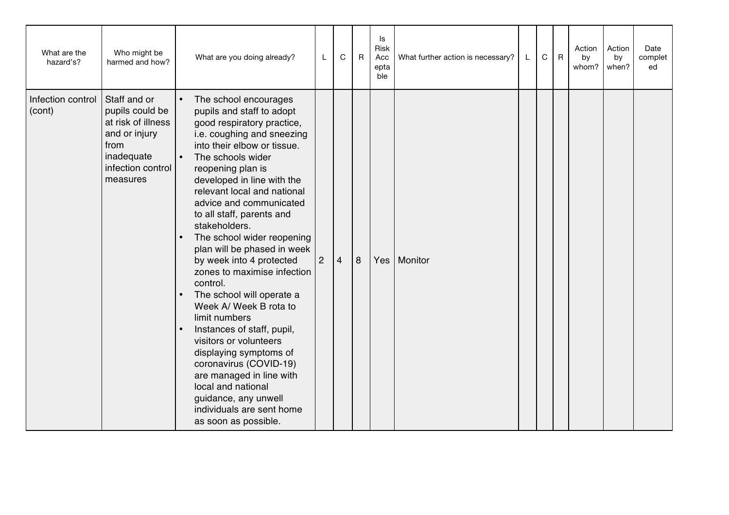| What are the hazard's? | Who might be harmed and how? | What are you doing already? | L | C | R | Is Risk Acceptable | What further action is necessary? | L | C | R | Action by whom? | Action by when? | Date completed |
|---|---|---|---|---|---|---|---|---|---|---|---|---|---|
| Infection control (cont) | Staff and or pupils could be at risk of illness and or injury from inadequate infection control measures | • The school encourages pupils and staff to adopt good respiratory practice, i.e. coughing and sneezing into their elbow or tissue.<br>• The schools wider reopening plan is developed in line with the relevant local and national advice and communicated to all staff, parents and stakeholders.<br>• The school wider reopening plan will be phased in week by week into 4 protected zones to maximise infection control.<br>• The school will operate a Week A/ Week B rota to limit numbers<br>• Instances of staff, pupil, visitors or volunteers displaying symptoms of coronavirus (COVID-19) are managed in line with local and national guidance, any unwell individuals are sent home as soon as possible. | 2 | 4 | 8 | Yes | Monitor | | | | | | |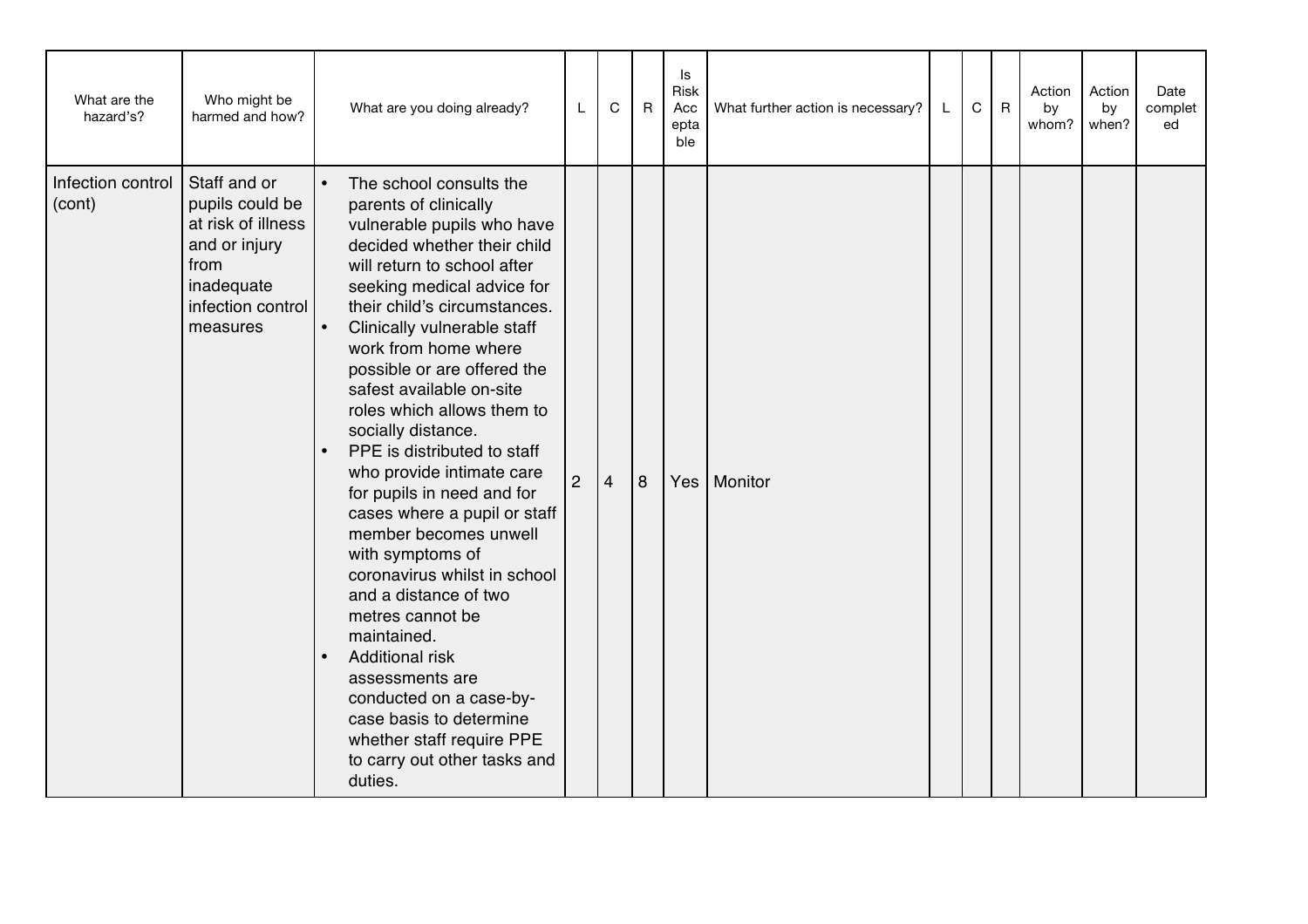| What are the hazard's? | Who might be harmed and how? | What are you doing already? | L | C | R | Is Risk Acceptable | What further action is necessary? | L | C | R | Action by whom? | Action by when? | Date completed |
|---|---|---|---|---|---|---|---|---|---|---|---|---|---|
| Infection control (cont) | Staff and or pupils could be at risk of illness and or injury from inadequate infection control measures | • The school consults the parents of clinically vulnerable pupils who have decided whether their child will return to school after seeking medical advice for their child's circumstances. <br>• Clinically vulnerable staff work from home where possible or are offered the safest available on-site roles which allows them to socially distance. <br>• PPE is distributed to staff who provide intimate care for pupils in need and for cases where a pupil or staff member becomes unwell with symptoms of coronavirus whilst in school and a distance of two metres cannot be maintained. <br>• Additional risk assessments are conducted on a case-by-case basis to determine whether staff require PPE to carry out other tasks and duties. | 2 | 4 | 8 | Yes | Monitor | | | | | | |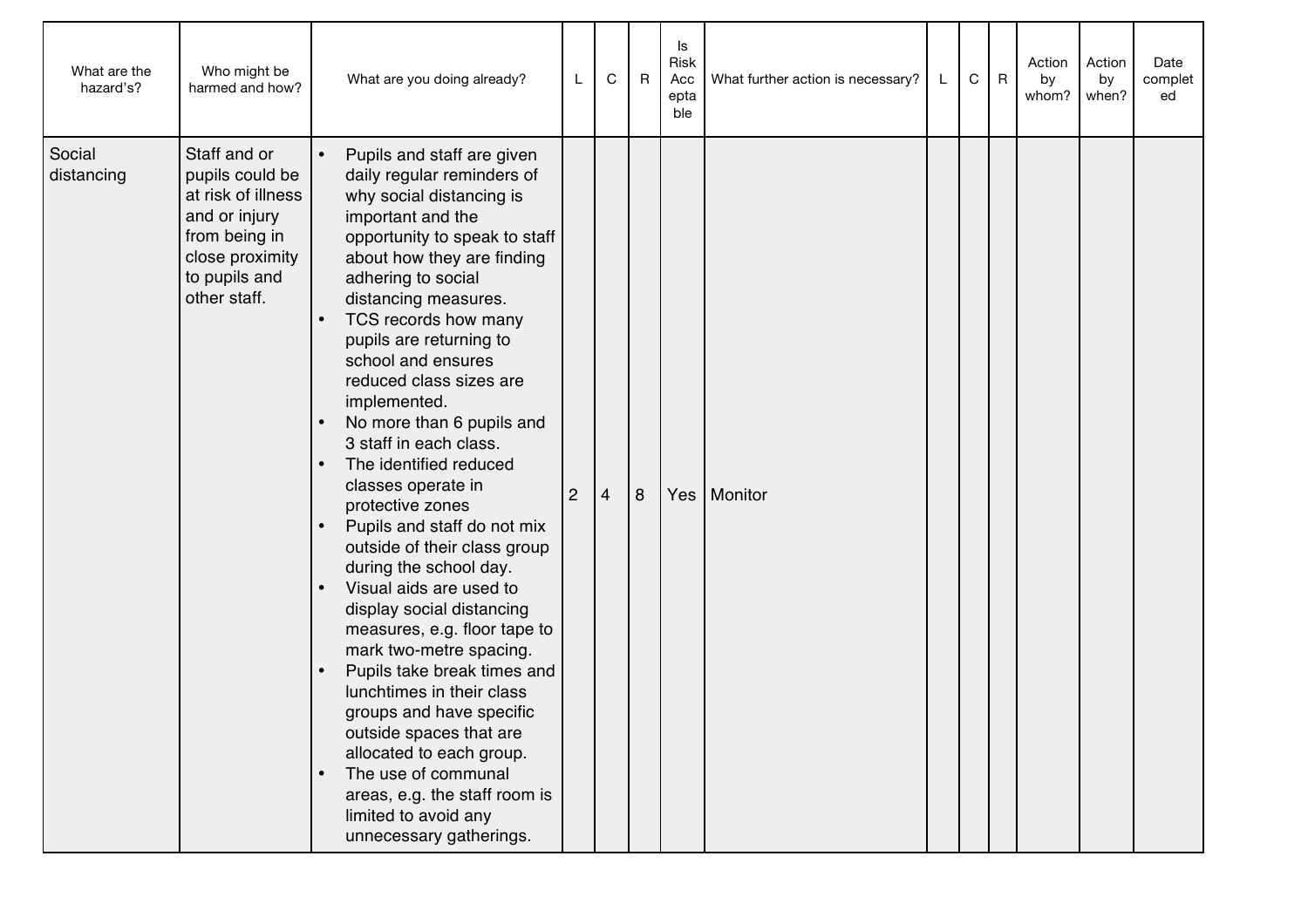| What are the hazard's? | Who might be harmed and how? | What are you doing already? | L | C | R | Is Risk Acceptable | What further action is necessary? | L | C | R | Action by whom? | Action by when? | Date completed |
|---|---|---|---|---|---|---|---|---|---|---|---|---|---|
| Social distancing | Staff and or pupils could be at risk of illness and or injury from being in close proximity to pupils and other staff. | • Pupils and staff are given daily regular reminders of why social distancing is important and the opportunity to speak to staff about how they are finding adhering to social distancing measures.<br>• TCS records how many pupils are returning to school and ensures reduced class sizes are implemented.<br>• No more than 6 pupils and 3 staff in each class.<br>• The identified reduced classes operate in protective zones<br>• Pupils and staff do not mix outside of their class group during the school day.<br>• Visual aids are used to display social distancing measures, e.g. floor tape to mark two-metre spacing.<br>• Pupils take break times and lunchtimes in their class groups and have specific outside spaces that are allocated to each group.<br>• The use of communal areas, e.g. the staff room is limited to avoid any unnecessary gatherings. | 2 | 4 | 8 | Yes | Monitor | | | | | | |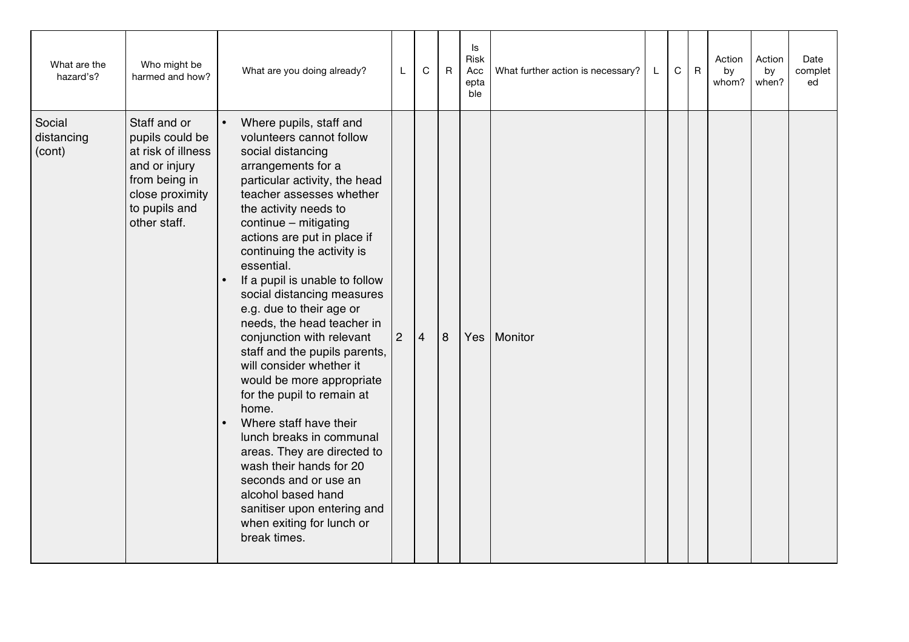| What are the hazard's? | Who might be harmed and how? | What are you doing already? | L | C | R | Is Risk Acceptable | What further action is necessary? | L | C | R | Action by whom? | Action by when? | Date completed |
|---|---|---|---|---|---|---|---|---|---|---|---|---|---|
| Social distancing (cont) | Staff and or pupils could be at risk of illness and or injury from being in close proximity to pupils and other staff. | • Where pupils, staff and volunteers cannot follow social distancing arrangements for a particular activity, the head teacher assesses whether the activity needs to continue – mitigating actions are put in place if continuing the activity is essential.<br>• If a pupil is unable to follow social distancing measures e.g. due to their age or needs, the head teacher in conjunction with relevant staff and the pupils parents, will consider whether it would be more appropriate for the pupil to remain at home.<br>• Where staff have their lunch breaks in communal areas. They are directed to wash their hands for 20 seconds and or use an alcohol based hand sanitiser upon entering and when exiting for lunch or break times. | 2 | 4 | 8 | Yes | Monitor | | | | | | |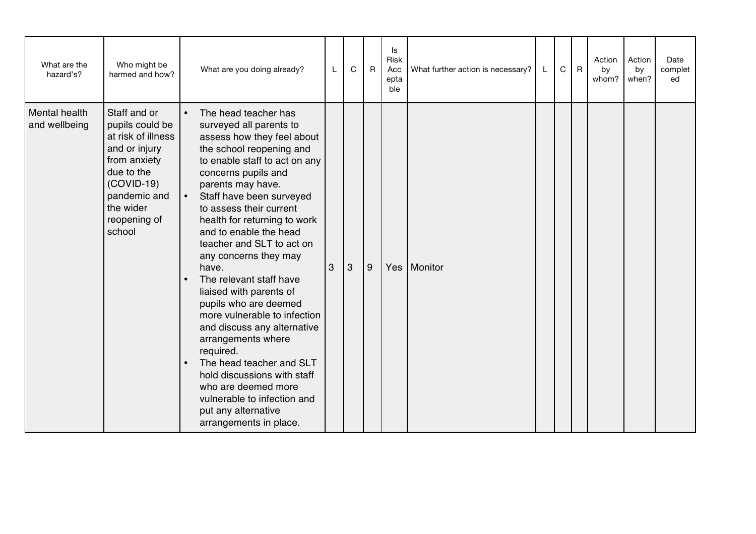| What are the hazard's? | Who might be harmed and how? | What are you doing already? | L | C | R | Is Risk Acceptable | What further action is necessary? | L | C | R | Action by whom? | Action by when? | Date completed |
|---|---|---|---|---|---|---|---|---|---|---|---|---|---|
| Mental health and wellbeing | Staff and or pupils could be at risk of illness and or injury from anxiety due to the (COVID-19) pandemic and the wider reopening of school | • The head teacher has surveyed all parents to assess how they feel about the school reopening and to enable staff to act on any concerns pupils and parents may have.<br>• Staff have been surveyed to assess their current health for returning to work and to enable the head teacher and SLT to act on any concerns they may have.<br>• The relevant staff have liaised with parents of pupils who are deemed more vulnerable to infection and discuss any alternative arrangements where required.<br>• The head teacher and SLT hold discussions with staff who are deemed more vulnerable to infection and put any alternative arrangements in place. | 3 | 3 | 9 | Yes | Monitor | | | | | | |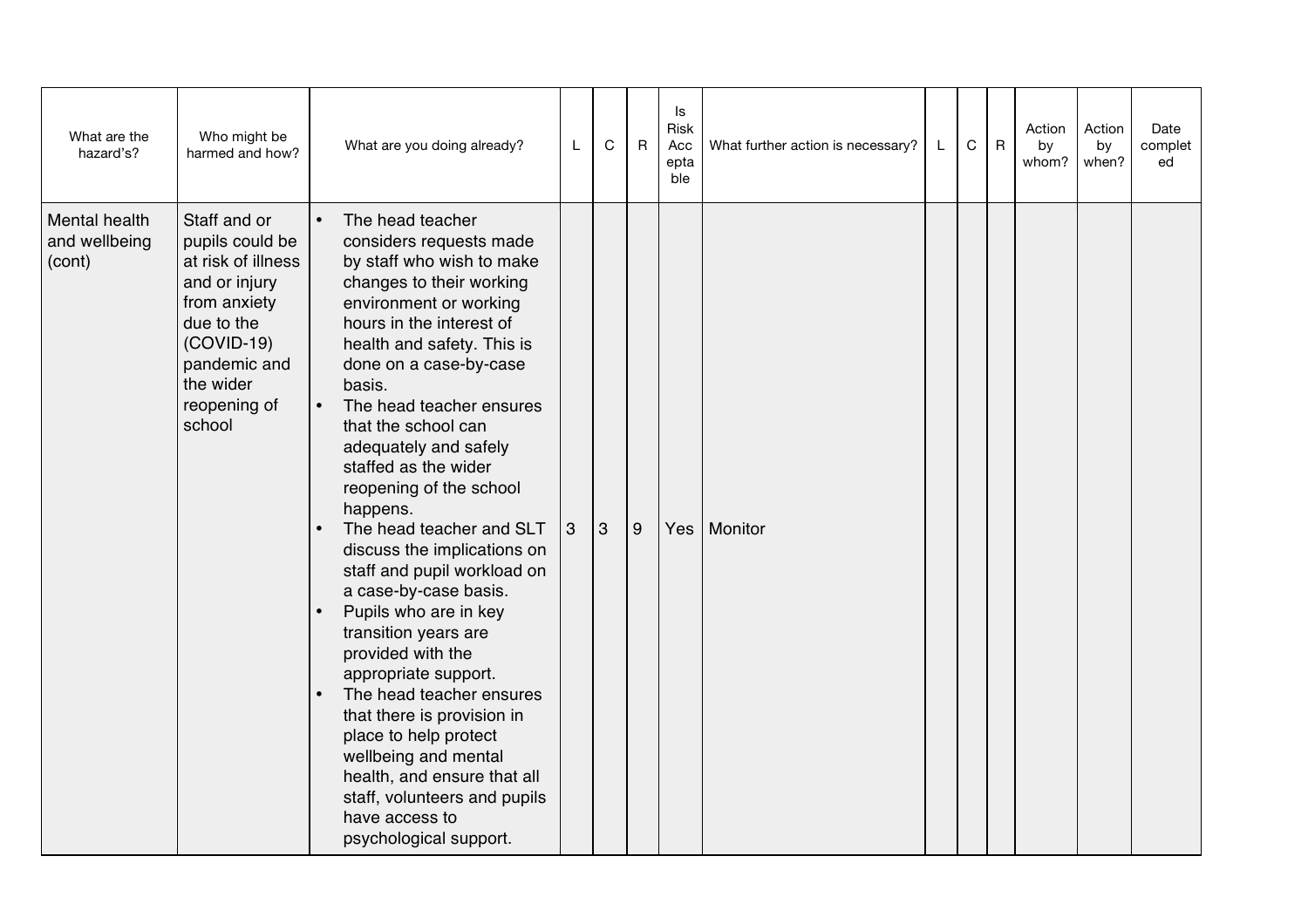| What are the hazard's? | Who might be harmed and how? | What are you doing already? | L | C | R | Is Risk Acceptable | What further action is necessary? | L | C | R | Action by whom? | Action by when? | Date completed |
|---|---|---|---|---|---|---|---|---|---|---|---|---|---|
| Mental health and wellbeing (cont) | Staff and or pupils could be at risk of illness and or injury from anxiety due to the (COVID-19) pandemic and the wider reopening of school | • The head teacher considers requests made by staff who wish to make changes to their working environment or working hours in the interest of health and safety. This is done on a case-by-case basis.<br>• The head teacher ensures that the school can adequately and safely staffed as the wider reopening of the school happens.<br>• The head teacher and SLT discuss the implications on staff and pupil workload on a case-by-case basis.<br>• Pupils who are in key transition years are provided with the appropriate support.<br>• The head teacher ensures that there is provision in place to help protect wellbeing and mental health, and ensure that all staff, volunteers and pupils have access to psychological support. | 3 | 3 | 9 | Yes | Monitor | | | | | | |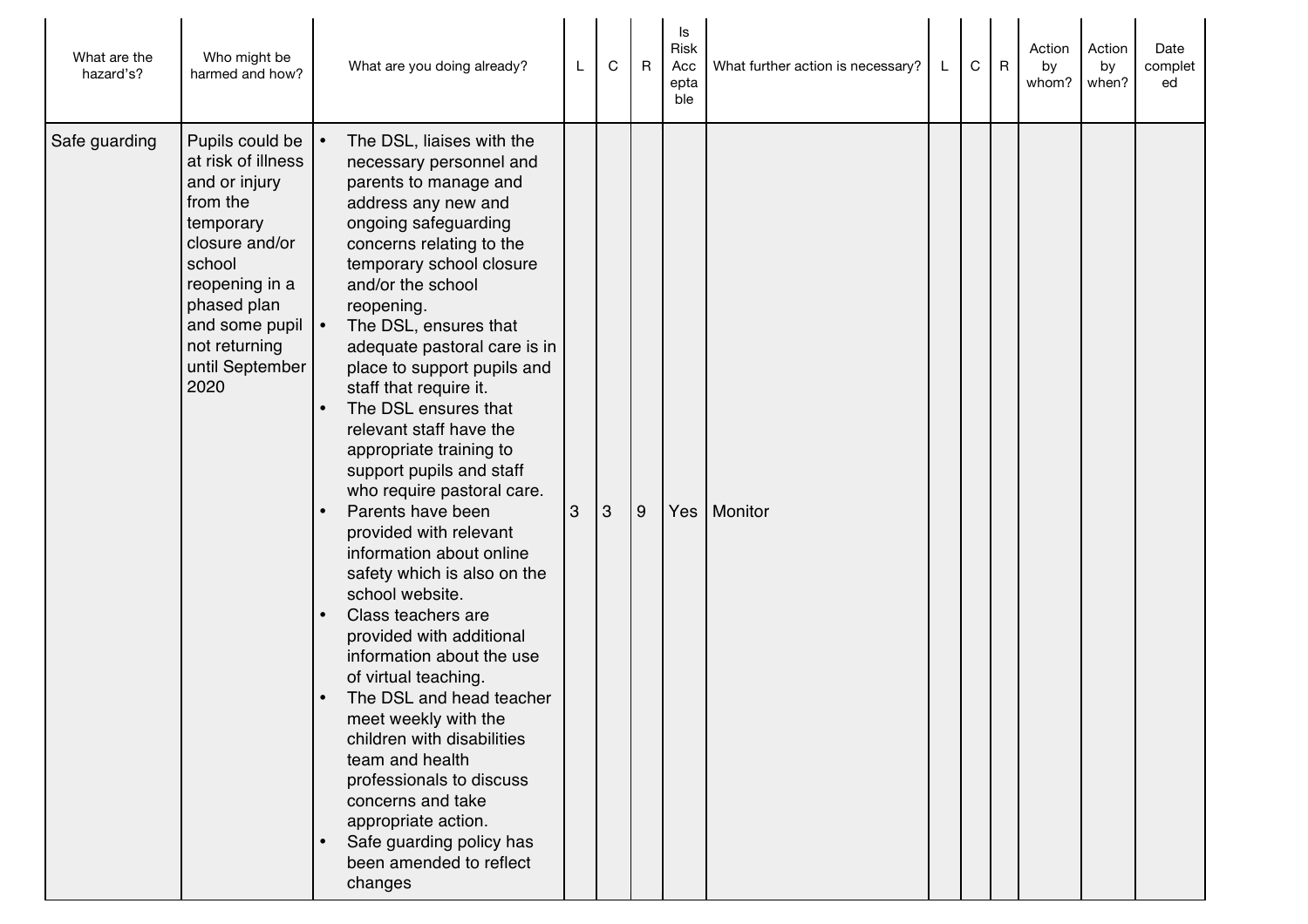| What are the hazard's? | Who might be harmed and how? | What are you doing already? | L | C | R | Is Risk Acceptable | What further action is necessary? | L | C | R | Action by whom? | Action by when? | Date completed |
|---|---|---|---|---|---|---|---|---|---|---|---|---|---|
| Safe guarding | Pupils could be at risk of illness and or injury from the temporary closure and/or school reopening in a phased plan and some pupil not returning until September 2020 | • The DSL, liaises with the necessary personnel and parents to manage and address any new and ongoing safeguarding concerns relating to the temporary school closure and/or the school reopening.<br>• The DSL, ensures that adequate pastoral care is in place to support pupils and staff that require it.<br>• The DSL ensures that relevant staff have the appropriate training to support pupils and staff who require pastoral care.<br>• Parents have been provided with relevant information about online safety which is also on the school website.<br>• Class teachers are provided with additional information about the use of virtual teaching.<br>• The DSL and head teacher meet weekly with the children with disabilities team and health professionals to discuss concerns and take appropriate action.<br>• Safe guarding policy has been amended to reflect changes | 3 | 3 | 9 | Yes | Monitor | | | | | | |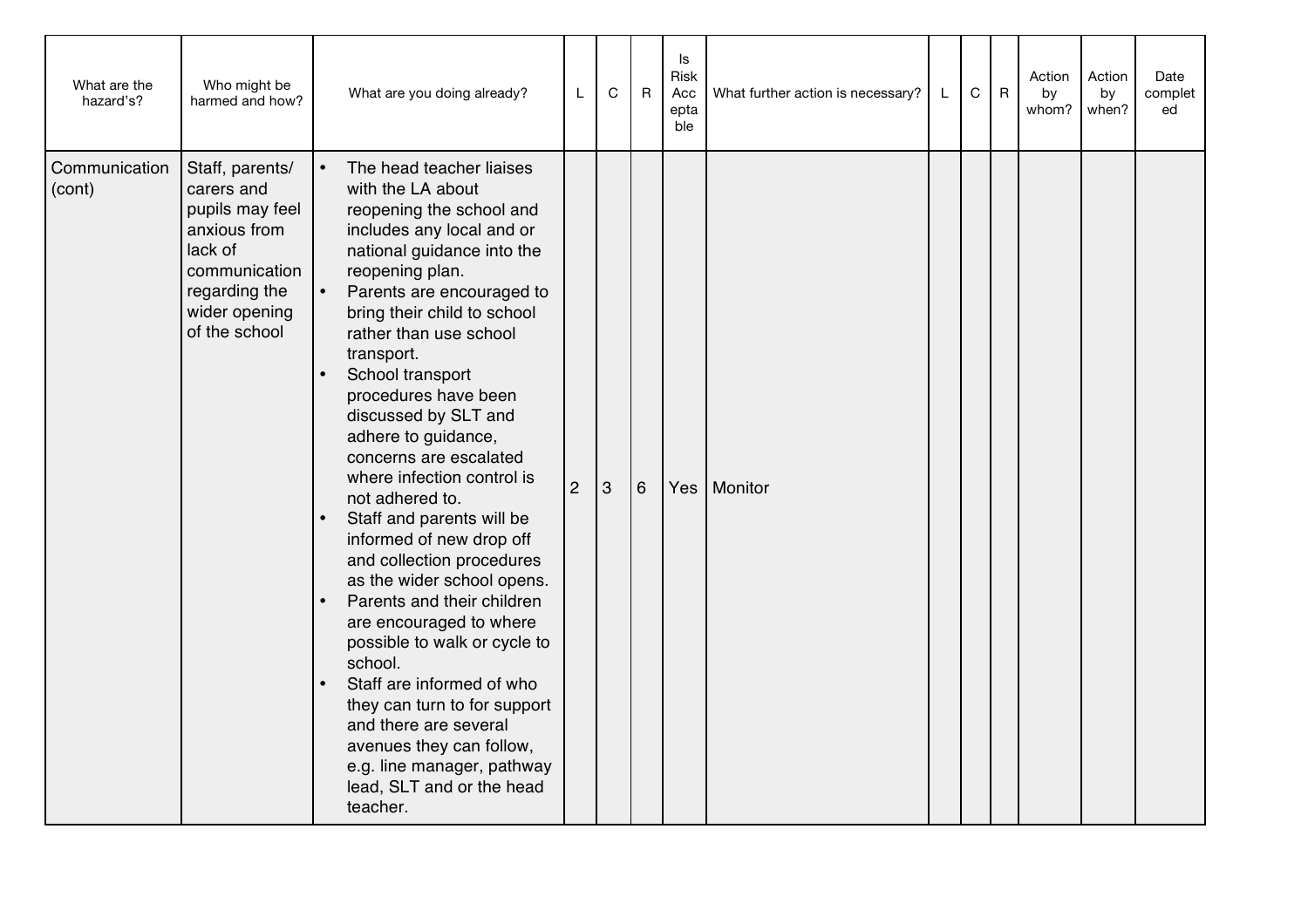| What are the hazard's? | Who might be harmed and how? | What are you doing already? | L | C | R | Is Risk Acceptable | What further action is necessary? | L | C | R | Action by whom? | Action by when? | Date completed |
|---|---|---|---|---|---|---|---|---|---|---|---|---|---|
| Communication (cont) | Staff, parents/ carers and pupils may feel anxious from lack of communication regarding the wider opening of the school | • The head teacher liaises with the LA about reopening the school and includes any local and or national guidance into the reopening plan.<br>• Parents are encouraged to bring their child to school rather than use school transport.<br>• School transport procedures have been discussed by SLT and adhere to guidance, concerns are escalated where infection control is not adhered to.<br>• Staff and parents will be informed of new drop off and collection procedures as the wider school opens.<br>• Parents and their children are encouraged to where possible to walk or cycle to school.<br>• Staff are informed of who they can turn to for support and there are several avenues they can follow, e.g. line manager, pathway lead, SLT and or the head teacher. | 2 | 3 | 6 | Yes | Monitor | | | | | | |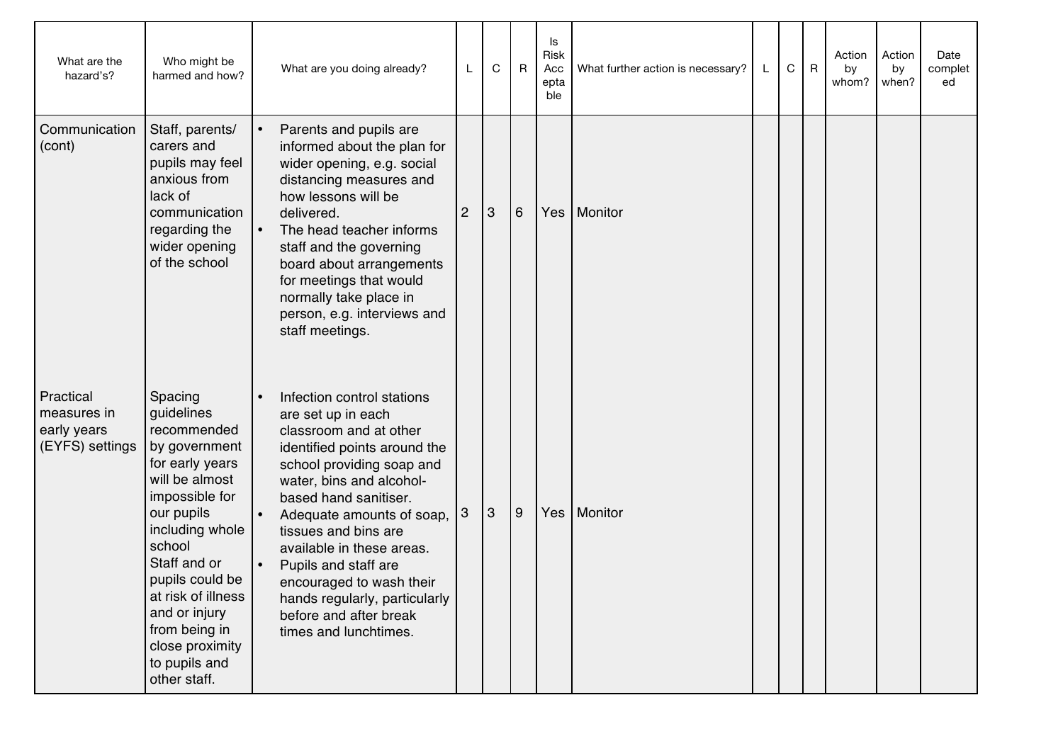| What are the hazard's? | Who might be harmed and how? | What are you doing already? | L | C | R | Is Risk Acceptable | What further action is necessary? | L | C | R | Action by whom? | Action by when? | Date completed |
|---|---|---|---|---|---|---|---|---|---|---|---|---|---|
| Communication (cont) | Staff, parents/ carers and pupils may feel anxious from lack of communication regarding the wider opening of the school | • Parents and pupils are informed about the plan for wider opening, e.g. social distancing measures and how lessons will be delivered.<br>• The head teacher informs staff and the governing board about arrangements for meetings that would normally take place in person, e.g. interviews and staff meetings. | 2 | 3 | 6 | Yes | Monitor | | | | | | |
| Practical measures in early years (EYFS) settings | Spacing guidelines recommended by government for early years will be almost impossible for our pupils including whole school<br>Staff and or pupils could be at risk of illness and or injury from being in close proximity to pupils and other staff. | • Infection control stations are set up in each classroom and at other identified points around the school providing soap and water, bins and alcohol-based hand sanitiser.<br>• Adequate amounts of soap, tissues and bins are available in these areas.<br>• Pupils and staff are encouraged to wash their hands regularly, particularly before and after break times and lunchtimes. | 3 | 3 | 9 | Yes | Monitor | | | | | | |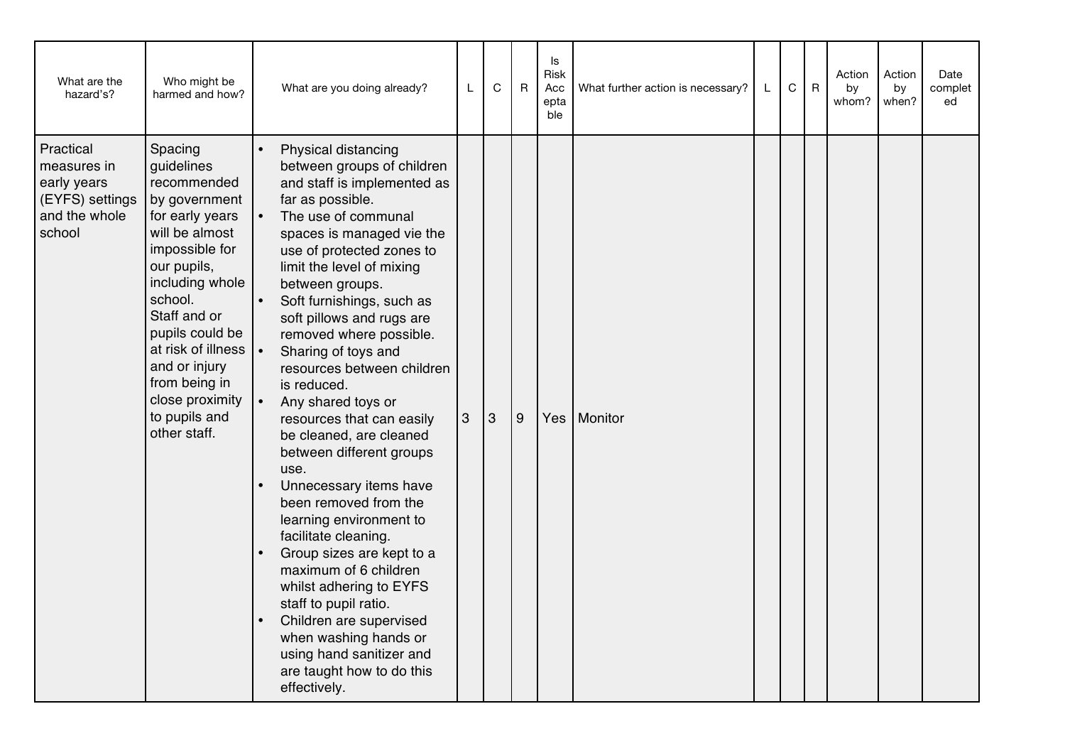| What are the hazard's? | Who might be harmed and how? | What are you doing already? | L | C | R | Is Risk Acceptable | What further action is necessary? | L | C | R | Action by whom? | Action by when? | Date completed |
|---|---|---|---|---|---|---|---|---|---|---|---|---|---|
| Practical measures in early years (EYFS) settings and the whole school | Spacing guidelines recommended by government for early years will be almost impossible for our pupils, including whole school. Staff and or pupils could be at risk of illness and or injury from being in close proximity to pupils and other staff. | • Physical distancing between groups of children and staff is implemented as far as possible.<br>• The use of communal spaces is managed vie the use of protected zones to limit the level of mixing between groups.<br>• Soft furnishings, such as soft pillows and rugs are removed where possible.<br>• Sharing of toys and resources between children is reduced.<br>• Any shared toys or resources that can easily be cleaned, are cleaned between different groups use.<br>• Unnecessary items have been removed from the learning environment to facilitate cleaning.<br>• Group sizes are kept to a maximum of 6 children whilst adhering to EYFS staff to pupil ratio.<br>• Children are supervised when washing hands or using hand sanitizer and are taught how to do this effectively. | 3 | 3 | 9 | Yes | Monitor | | | | | | |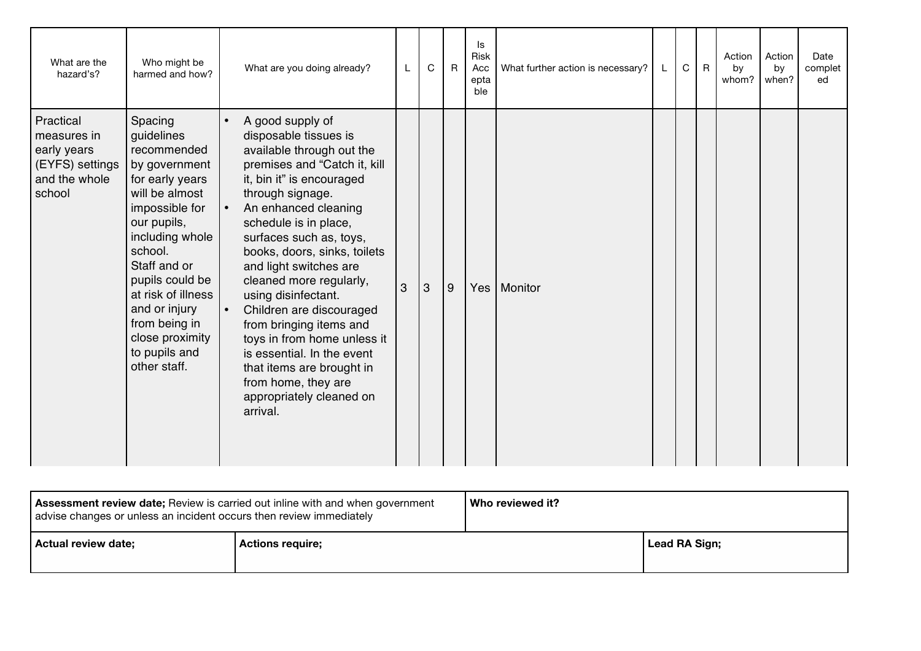| What are the hazard's? | Who might be harmed and how? | What are you doing already? | L | C | R | Is Risk Acceptable | What further action is necessary? | L | C | R | Action by whom? | Action by when? | Date completed |
|---|---|---|---|---|---|---|---|---|---|---|---|---|---|
| Practical measures in early years (EYFS) settings and the whole school | Spacing guidelines recommended by government for early years will be almost impossible for our pupils, including whole school. Staff and or pupils could be at risk of illness and or injury from being in close proximity to pupils and other staff. | • A good supply of disposable tissues is available through out the premises and "Catch it, kill it, bin it" is encouraged through signage. • An enhanced cleaning schedule is in place, surfaces such as, toys, books, doors, sinks, toilets and light switches are cleaned more regularly, using disinfectant. • Children are discouraged from bringing items and toys in from home unless it is essential. In the event that items are brought in from home, they are appropriately cleaned on arrival. | 3 | 3 | 9 | Yes | Monitor | | | | | | |

| **Assessment review date;** Review is carried out inline with and when government advise changes or unless an incident occurs then review immediately | | **Who reviewed it?** |
|---|---|---|
| **Actual review date;** | **Actions require;** | **Lead RA Sign;** |